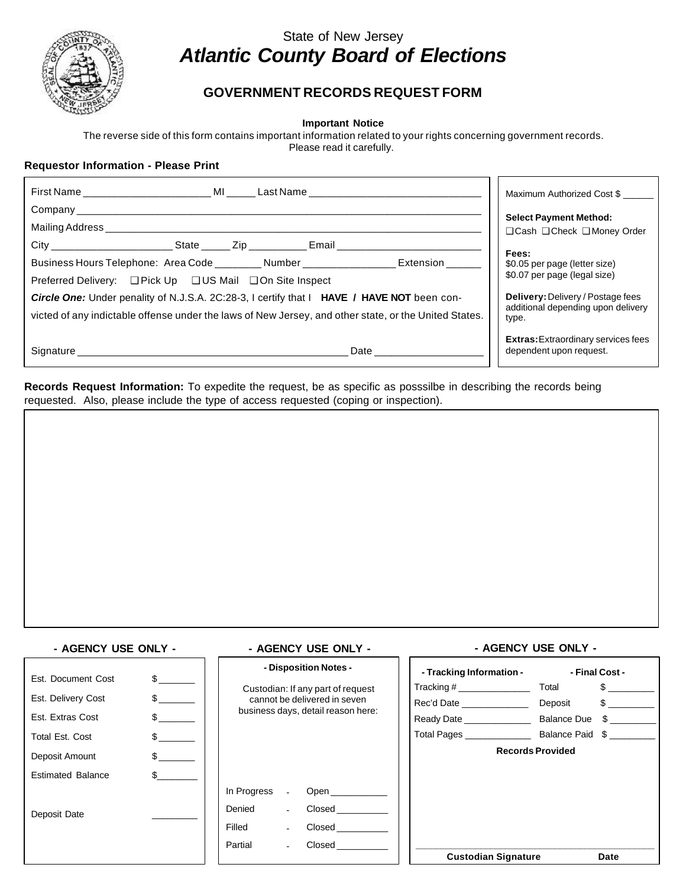State of New Jersey

# *Atlantic County Board of Elections*

## GOVERNMENT RECORDS REQUEST FORM

**Important Notice**

The reverse side of this form contains important information related to your rights concerning government records.
Please read it carefully.

**Requestor Information - Please Print**

First Name ______________________ MI _____ Last Name ______________________________

Company ______________________________________________________________________

Mailing Address _________________________________________________________________

City _____________________ State _____ Zip __________ Email __________________________

Business Hours Telephone: Area Code ________ Number ________________ Extension ______

Preferred Delivery: ❑ Pick Up ❑ US Mail ❑ On Site Inspect

***Circle One:*** Under penality of N.J.S.A. 2C:28-3, I certify that I **HAVE / HAVE NOT** been convicted of any indictable offense under the laws of New Jersey, and other state, or the United States.

Signature ______________________________________________ Date ___________________

Maximum Authorized Cost $ ______

**Select Payment Method:**
❑ Cash ❑ Check ❑ Money Order

**Fees:**
$0.05 per page (letter size)
$0.07 per page (legal size)

**Delivery:** Delivery / Postage fees additional depending upon delivery type.

**Extras:** Extraordinary services fees dependent upon request.

**Records Request Information:** To expedite the request, be as specific as posssilbe in describing the records being requested. Also, please include the type of access requested (coping or inspection).

**- AGENCY USE ONLY -**

| | |
|---|---|
| Est. Document Cost | $_______ |
| Est. Delivery Cost | $_______ |
| Est. Extras Cost | $_______ |
| Total Est. Cost | $_______ |
| Deposit Amount | $_______ |
| Estimated Balance | $_______ |
| Deposit Date | _________ |

**- AGENCY USE ONLY -**

**- Disposition Notes -**

Custodian: If any part of request cannot be delivered in seven business days, detail reason here:

| | | |
|---|---|---|
| In Progress | - | Open ___________ |
| Denied | - | Closed __________ |
| Filled | - | Closed __________ |
| Partial | - | Closed __________ |

**- AGENCY USE ONLY -**

| - Tracking Information - | - Final Cost - | |
|---|---|---|
| Tracking # ______________ | Total | $ _________ |
| Rec'd Date _____________ | Deposit | $ _________ |
| Ready Date _____________ | Balance Due | $ _________ |
| Total Pages _____________ | Balance Paid | $ _________ |

**Records Provided**

______________________________________________

**Custodian Signature** **Date**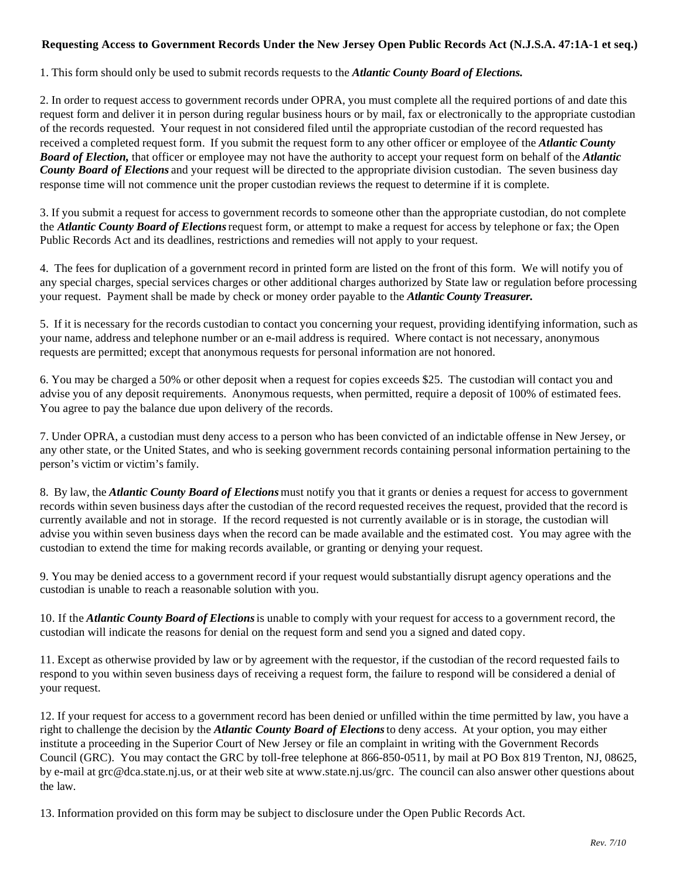**Requesting Access to Government Records Under the New Jersey Open Public Records Act (N.J.S.A. 47:1A-1 et seq.)**

1. This form should only be used to submit records requests to the ***Atlantic County Board of Elections.***

2. In order to request access to government records under OPRA, you must complete all the required portions of and date this request form and deliver it in person during regular business hours or by mail, fax or electronically to the appropriate custodian of the records requested. Your request in not considered filed until the appropriate custodian of the record requested has received a completed request form. If you submit the request form to any other officer or employee of the ***Atlantic County Board of Election,*** that officer or employee may not have the authority to accept your request form on behalf of the ***Atlantic County Board of Elections*** and your request will be directed to the appropriate division custodian. The seven business day response time will not commence unit the proper custodian reviews the request to determine if it is complete.

3. If you submit a request for access to government records to someone other than the appropriate custodian, do not complete the ***Atlantic County Board of Elections*** request form, or attempt to make a request for access by telephone or fax; the Open Public Records Act and its deadlines, restrictions and remedies will not apply to your request.

4. The fees for duplication of a government record in printed form are listed on the front of this form. We will notify you of any special charges, special services charges or other additional charges authorized by State law or regulation before processing your request. Payment shall be made by check or money order payable to the ***Atlantic County Treasurer.***

5. If it is necessary for the records custodian to contact you concerning your request, providing identifying information, such as your name, address and telephone number or an e-mail address is required. Where contact is not necessary, anonymous requests are permitted; except that anonymous requests for personal information are not honored.

6. You may be charged a 50% or other deposit when a request for copies exceeds $25. The custodian will contact you and advise you of any deposit requirements. Anonymous requests, when permitted, require a deposit of 100% of estimated fees. You agree to pay the balance due upon delivery of the records.

7. Under OPRA, a custodian must deny access to a person who has been convicted of an indictable offense in New Jersey, or any other state, or the United States, and who is seeking government records containing personal information pertaining to the person's victim or victim's family.

8. By law, the ***Atlantic County Board of Elections*** must notify you that it grants or denies a request for access to government records within seven business days after the custodian of the record requested receives the request, provided that the record is currently available and not in storage. If the record requested is not currently available or is in storage, the custodian will advise you within seven business days when the record can be made available and the estimated cost. You may agree with the custodian to extend the time for making records available, or granting or denying your request.

9. You may be denied access to a government record if your request would substantially disrupt agency operations and the custodian is unable to reach a reasonable solution with you.

10. If the ***Atlantic County Board of Elections*** is unable to comply with your request for access to a government record, the custodian will indicate the reasons for denial on the request form and send you a signed and dated copy.

11. Except as otherwise provided by law or by agreement with the requestor, if the custodian of the record requested fails to respond to you within seven business days of receiving a request form, the failure to respond will be considered a denial of your request.

12. If your request for access to a government record has been denied or unfilled within the time permitted by law, you have a right to challenge the decision by the ***Atlantic County Board of Elections*** to deny access. At your option, you may either institute a proceeding in the Superior Court of New Jersey or file an complaint in writing with the Government Records Council (GRC). You may contact the GRC by toll-free telephone at 866-850-0511, by mail at PO Box 819 Trenton, NJ, 08625, by e-mail at grc@dca.state.nj.us, or at their web site at www.state.nj.us/grc. The council can also answer other questions about the law.

13. Information provided on this form may be subject to disclosure under the Open Public Records Act.

*Rev. 7/10*